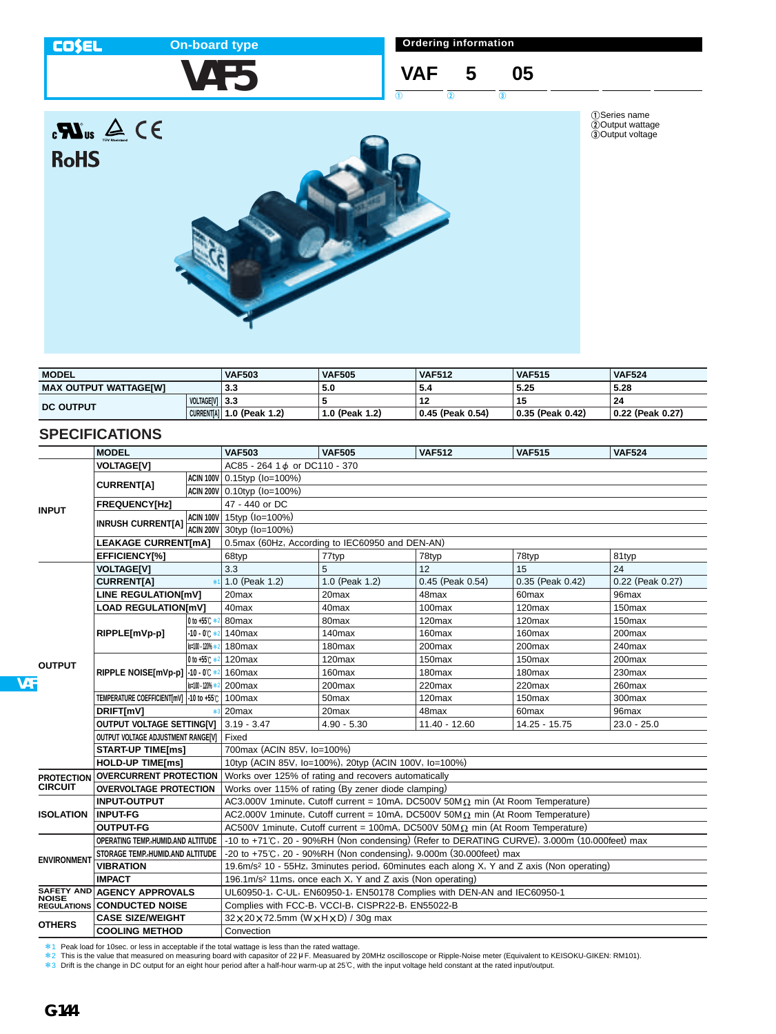COSEL On-board type

# VAF5

**Ordering information**

VAF 5 05
① ② ③

①Series name
②Output wattage
③Output voltage

RoHS

| MODEL | | VAF503 | VAF505 | VAF512 | VAF515 | VAF524 |
|---|---|---|---|---|---|---|
| MAX OUTPUT WATTAGE[W] | | 3.3 | 5.0 | 5.4 | 5.25 | 5.28 |
| DC OUTPUT | VOLTAGE[V] | 3.3 | 5 | 12 | 15 | 24 |
| | CURRENT[A] | 1.0 (Peak 1.2) | 1.0 (Peak 1.2) | 0.45 (Peak 0.54) | 0.35 (Peak 0.42) | 0.22 (Peak 0.27) |

## SPECIFICATIONS

| | MODEL | | VAF503 | VAF505 | VAF512 | VAF515 | VAF524 |
|---|---|---|---|---|---|---|---|
| INPUT | VOLTAGE[V] | | AC85 - 264 1ϕ or DC110 - 370 | | | | |
| | CURRENT[A] | ACIN 100V | 0.15typ (Io=100%) | | | | |
| | | ACIN 200V | 0.10typ (Io=100%) | | | | |
| | FREQUENCY[Hz] | | 47 - 440 or DC | | | | |
| | INRUSH CURRENT[A] | ACIN 100V | 15typ (Io=100%) | | | | |
| | | ACIN 200V | 30typ (Io=100%) | | | | |
| | LEAKAGE CURRENT[mA] | | 0.5max (60Hz, According to IEC60950 and DEN-AN) | | | | |
| | EFFICIENCY[%] | | 68typ | 77typ | 78typ | 78typ | 81typ |
| OUTPUT | VOLTAGE[V] | | 3.3 | 5 | 12 | 15 | 24 |
| | CURRENT[A] | *1 | 1.0 (Peak 1.2) | 1.0 (Peak 1.2) | 0.45 (Peak 0.54) | 0.35 (Peak 0.42) | 0.22 (Peak 0.27) |
| | LINE REGULATION[mV] | | 20max | 20max | 48max | 60max | 96max |
| | LOAD REGULATION[mV] | | 40max | 40max | 100max | 120max | 150max |
| | RIPPLE[mVp-p] | 0 to +55℃ *2 | 80max | 80max | 120max | 120max | 150max |
| | | -10 - 0℃ *2 | 140max | 140max | 160max | 160max | 200max |
| | | Io=100 - 120% *2 | 180max | 180max | 200max | 200max | 240max |
| | RIPPLE NOISE[mVp-p] | 0 to +55℃ *2 | 120max | 120max | 150max | 150max | 200max |
| | | -10 - 0℃ *2 | 160max | 160max | 180max | 180max | 230max |
| | | Io=100 - 120% *2 | 200max | 200max | 220max | 220max | 260max |
| | TEMPERATURE COEFFICIENT[mV] | -10 to +55℃ | 100max | 50max | 120max | 150max | 300max |
| | DRIFT[mV] | *3 | 20max | 20max | 48max | 60max | 96max |
| | OUTPUT VOLTAGE SETTING[V] | | 3.19 - 3.47 | 4.90 - 5.30 | 11.40 - 12.60 | 14.25 - 15.75 | 23.0 - 25.0 |
| | OUTPUT VOLTAGE ADJUSTMENT RANGE[V] | | Fixed | | | | |
| | START-UP TIME[ms] | | 700max (ACIN 85V, Io=100%) | | | | |
| | HOLD-UP TIME[ms] | | 10typ (ACIN 85V, Io=100%), 20typ (ACIN 100V, Io=100%) | | | | |
| PROTECTION CIRCUIT | OVERCURRENT PROTECTION | | Works over 125% of rating and recovers automatically | | | | |
| | OVERVOLTAGE PROTECTION | | Works over 115% of rating (By zener diode clamping) | | | | |
| ISOLATION | INPUT-OUTPUT | | AC3,000V 1minute, Cutoff current = 10mA, DC500V 50MΩ min (At Room Temperature) | | | | |
| | INPUT-FG | | AC2,000V 1minute, Cutoff current = 10mA, DC500V 50MΩ min (At Room Temperature) | | | | |
| | OUTPUT-FG | | AC500V 1minute, Cutoff current = 100mA, DC500V 50MΩ min (At Room Temperature) | | | | |
| ENVIRONMENT | OPERATING TEMP.,HUMID.AND ALTITUDE | | -10 to +71℃, 20 - 90%RH (Non condensing) (Refer to DERATING CURVE), 3,000m (10,000feet) max | | | | |
| | STORAGE TEMP.,HUMID.AND ALTITUDE | | -20 to +75℃, 20 - 90%RH (Non condensing), 9,000m (30,000feet) max | | | | |
| | VIBRATION | | 19.6m/s² 10 - 55Hz, 3minutes period, 60minutes each along X, Y and Z axis (Non operating) | | | | |
| | IMPACT | | 196.1m/s² 11ms, once each X, Y and Z axis (Non operating) | | | | |
| SAFETY AND NOISE REGULATIONS | AGENCY APPROVALS | | UL60950-1, C-UL, EN60950-1, EN50178 Complies with DEN-AN and IEC60950-1 | | | | |
| | CONDUCTED NOISE | | Complies with FCC-B, VCCI-B, CISPR22-B, EN55022-B | | | | |
| OTHERS | CASE SIZE/WEIGHT | | 32×20×72.5mm (W×H×D) / 30g max | | | | |
| | COOLING METHOD | | Convection | | | | |

*1 Peak load for 10sec. or less in acceptable if the total wattage is less than the rated wattage.
*2 This is the value that measured on measuring board with capasitor of 22μF. Measuared by 20MHz oscilloscope or Ripple-Noise meter (Equivalent to KEISOKU-GIKEN: RM101).
*3 Drift is the change in DC output for an eight hour period after a half-hour warm-up at 25℃, with the input voltage held constant at the rated input/output.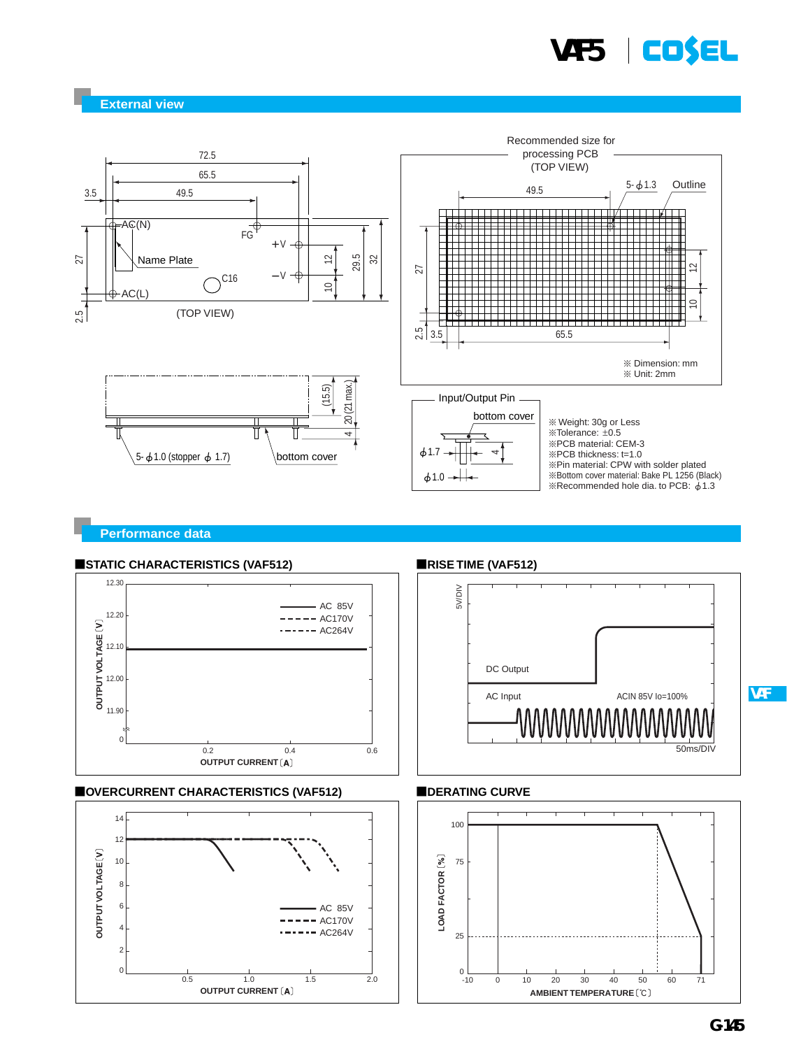## External view

Recommended size for processing PCB (TOP VIEW)

※ Dimension: mm
※ Unit: 2mm

Input/Output Pin

bottom cover

※Weight: 30g or Less
※Tolerance: ±0.5
※PCB material: CEM-3
※PCB thickness: t=1.0
※Pin material: CPW with solder plated
※Bottom cover material: Bake PL 1256 (Black)
※Recommended hole dia. to PCB: ϕ1.3

## Performance data

### STATIC CHARACTERISTICS (VAF512)

### RISE TIME (VAF512)

### OVERCURRENT CHARACTERISTICS (VAF512)

### DERATING CURVE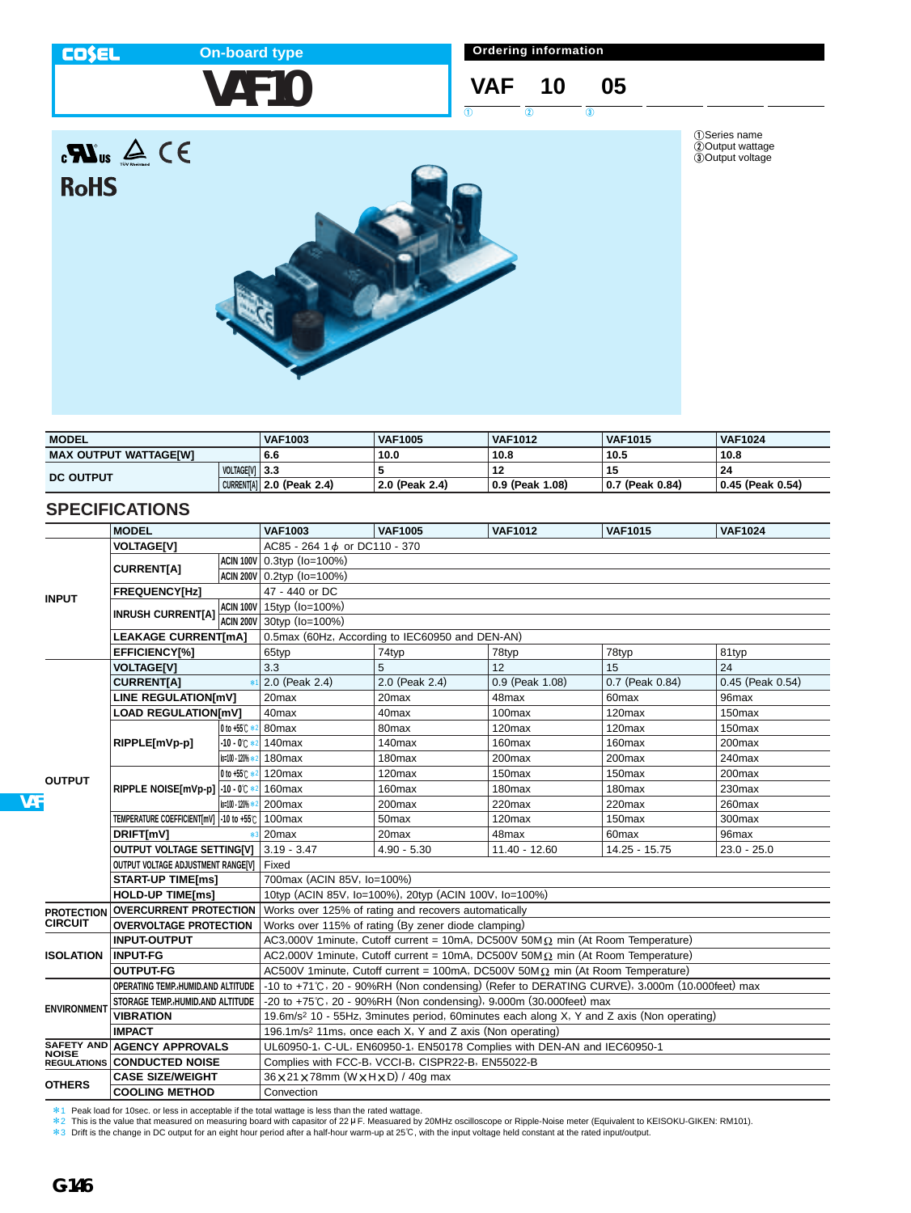COSEL

On-board type

# VAF10

## Ordering information

VAF 10 05

①Series name
②Output wattage
③Output voltage

RoHS

| MODEL | | VAF1003 | VAF1005 | VAF1012 | VAF1015 | VAF1024 |
|---|---|---|---|---|---|---|
| MAX OUTPUT WATTAGE[W] | | 6.6 | 10.0 | 10.8 | 10.5 | 10.8 |
| DC OUTPUT | VOLTAGE[V] | 3.3 | 5 | 12 | 15 | 24 |
| | CURRENT[A] | 2.0 (Peak 2.4) | 2.0 (Peak 2.4) | 0.9 (Peak 1.08) | 0.7 (Peak 0.84) | 0.45 (Peak 0.54) |

## SPECIFICATIONS

| | MODEL | | VAF1003 | VAF1005 | VAF1012 | VAF1015 | VAF1024 |
|---|---|---|---|---|---|---|---|
| INPUT | VOLTAGE[V] | | AC85 - 264 1ϕ or DC110 - 370 | | | | |
| | CURRENT[A] | ACIN 100V | 0.3typ (Io=100%) | | | | |
| | | ACIN 200V | 0.2typ (Io=100%) | | | | |
| | FREQUENCY[Hz] | | 47 - 440 or DC | | | | |
| | INRUSH CURRENT[A] | ACIN 100V | 15typ (Io=100%) | | | | |
| | | ACIN 200V | 30typ (Io=100%) | | | | |
| | LEAKAGE CURRENT[mA] | | 0.5max (60Hz, According to IEC60950 and DEN-AN) | | | | |
| | EFFICIENCY[%] | | 65typ | 74typ | 78typ | 78typ | 81typ |
| OUTPUT | VOLTAGE[V] | | 3.3 | 5 | 12 | 15 | 24 |
| | CURRENT[A] | *1 | 2.0 (Peak 2.4) | 2.0 (Peak 2.4) | 0.9 (Peak 1.08) | 0.7 (Peak 0.84) | 0.45 (Peak 0.54) |
| | LINE REGULATION[mV] | | 20max | 20max | 48max | 60max | 96max |
| | LOAD REGULATION[mV] | | 40max | 40max | 100max | 120max | 150max |
| | RIPPLE[mVp-p] | 0 to +55℃ *2 | 80max | 80max | 120max | 120max | 150max |
| | | -10 - 0℃ *2 | 140max | 140max | 160max | 160max | 200max |
| | | Io=100 - 120% *2 | 180max | 180max | 200max | 200max | 240max |
| | RIPPLE NOISE[mVp-p] | 0 to +55℃ *2 | 120max | 120max | 150max | 150max | 200max |
| | | -10 - 0℃ *2 | 160max | 160max | 180max | 180max | 230max |
| | | Io=100 - 120% *2 | 200max | 200max | 220max | 220max | 260max |
| | TEMPERATURE COEFFICIENT[mV] | -10 to +55℃ | 100max | 50max | 120max | 150max | 300max |
| | DRIFT[mV] | *3 | 20max | 20max | 48max | 60max | 96max |
| | OUTPUT VOLTAGE SETTING[V] | | 3.19 - 3.47 | 4.90 - 5.30 | 11.40 - 12.60 | 14.25 - 15.75 | 23.0 - 25.0 |
| | OUTPUT VOLTAGE ADJUSTMENT RANGE[V] | | Fixed | | | | |
| | START-UP TIME[ms] | | 700max (ACIN 85V, Io=100%) | | | | |
| | HOLD-UP TIME[ms] | | 10typ (ACIN 85V, Io=100%), 20typ (ACIN 100V, Io=100%) | | | | |
| PROTECTION CIRCUIT | OVERCURRENT PROTECTION | | Works over 125% of rating and recovers automatically | | | | |
| | OVERVOLTAGE PROTECTION | | Works over 115% of rating (By zener diode clamping) | | | | |
| ISOLATION | INPUT-OUTPUT | | AC3,000V 1minute, Cutoff current = 10mA, DC500V 50MΩ min (At Room Temperature) | | | | |
| | INPUT-FG | | AC2,000V 1minute, Cutoff current = 10mA, DC500V 50MΩ min (At Room Temperature) | | | | |
| | OUTPUT-FG | | AC500V 1minute, Cutoff current = 100mA, DC500V 50MΩ min (At Room Temperature) | | | | |
| ENVIRONMENT | OPERATING TEMP.,HUMID.AND ALTITUDE | | -10 to +71℃, 20 - 90%RH (Non condensing) (Refer to DERATING CURVE), 3,000m (10,000feet) max | | | | |
| | STORAGE TEMP.,HUMID.AND ALTITUDE | | -20 to +75℃, 20 - 90%RH (Non condensing), 9,000m (30,000feet) max | | | | |
| | VIBRATION | | 19.6m/s² 10 - 55Hz, 3minutes period, 60minutes each along X, Y and Z axis (Non operating) | | | | |
| | IMPACT | | 196.1m/s² 11ms, once each X, Y and Z axis (Non operating) | | | | |
| SAFETY AND NOISE REGULATIONS | AGENCY APPROVALS | | UL60950-1, C-UL, EN60950-1, EN50178 Complies with DEN-AN and IEC60950-1 | | | | |
| | CONDUCTED NOISE | | Complies with FCC-B, VCCI-B, CISPR22-B, EN55022-B | | | | |
| OTHERS | CASE SIZE/WEIGHT | | 36×21×78mm (W×H×D) / 40g max | | | | |
| | COOLING METHOD | | Convection | | | | |

*1 Peak load for 10sec. or less in acceptable if the total wattage is less than the rated wattage.
*2 This is the value that measured on measuring board with capasitor of 22μF. Measuared by 20MHz oscilloscope or Ripple-Noise meter (Equivalent to KEISOKU-GIKEN: RM101).
*3 Drift is the change in DC output for an eight hour period after a half-hour warm-up at 25℃, with the input voltage held constant at the rated input/output.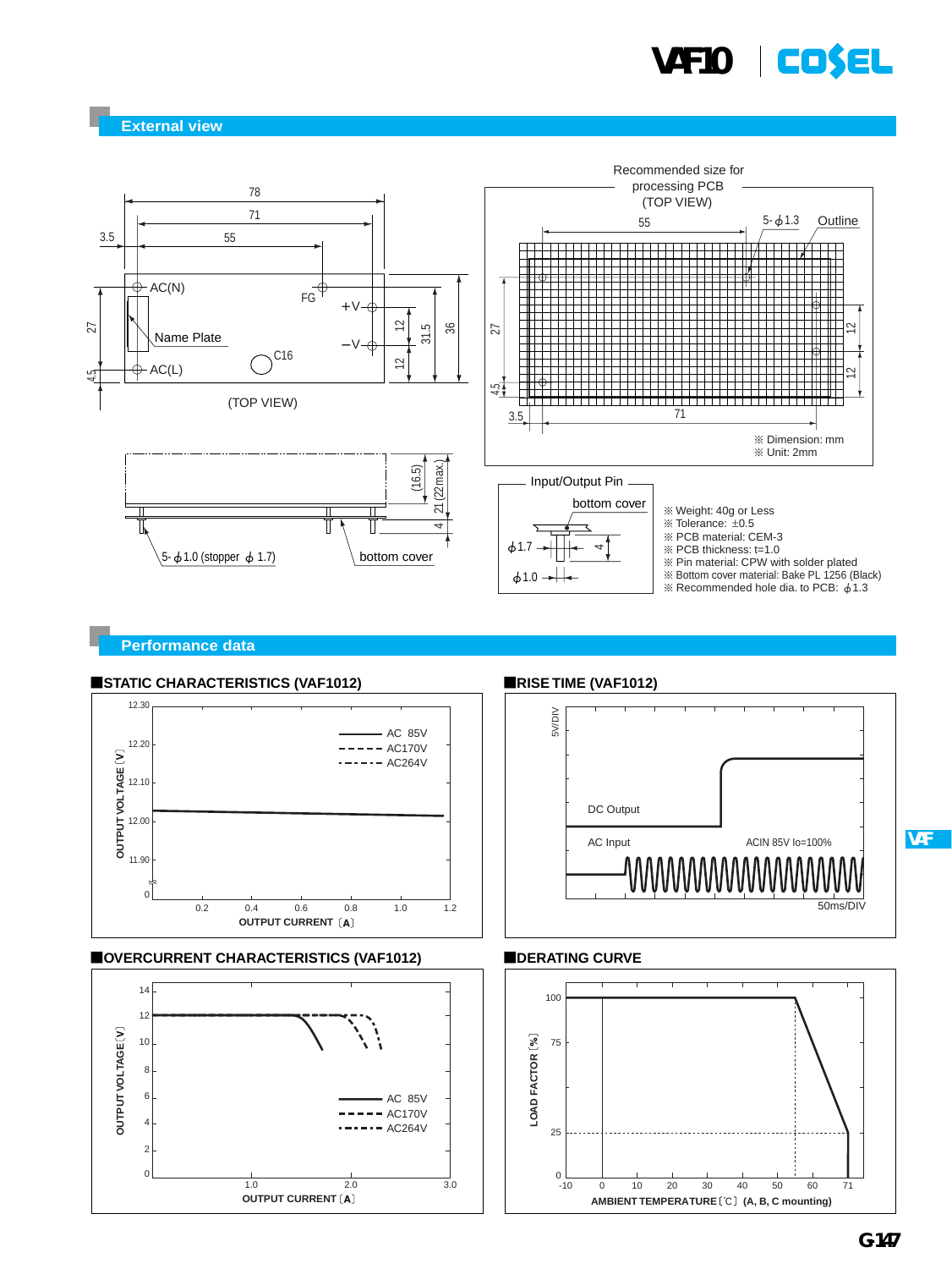## External view

78
71
55
3.5
AC(N)
FG
+V
−V
Name Plate
C16
AC(L)
27
4.5
12
12
31.5
36
(TOP VIEW)

(16.5)
21 (22max.)
4
5-ϕ1.0 (stopper ϕ 1.7)
bottom cover

Recommended size for processing PCB (TOP VIEW)
55
5-ϕ1.3
Outline
27
4.5
12
12
3.5
71
※ Dimension: mm
※ Unit: 2mm

Input/Output Pin
bottom cover
ϕ1.7
4
ϕ1.0

- ※ Weight: 40g or Less
- ※ Tolerance: ±0.5
- ※ PCB material: CEM-3
- ※ PCB thickness: t=1.0
- ※ Pin material: CPW with solder plated
- ※ Bottom cover material: Bake PL 1256 (Black)
- ※ Recommended hole dia. to PCB: ϕ1.3

## Performance data

### STATIC CHARACTERISTICS (VAF1012)

OUTPUT VOLTAGE [V]
12.30
12.20
12.10
12.00
11.90
0
0.2
0.4
0.6
0.8
1.0
1.2
OUTPUT CURRENT [A]
AC 85V
AC170V
AC264V

### RISE TIME (VAF1012)

5V/DIV
DC Output
AC Input
ACIN 85V Io=100%
50ms/DIV

### OVERCURRENT CHARACTERISTICS (VAF1012)

OUTPUT VOLTAGE [V]
14
12
10
8
6
4
2
0
1.0
2.0
3.0
OUTPUT CURRENT [A]
AC 85V
AC170V
AC264V

### DERATING CURVE

LOAD FACTOR [%]
100
75
25
0
-10
0
10
20
30
40
50
60
71
AMBIENT TEMPERATURE [℃] (A, B, C mounting)